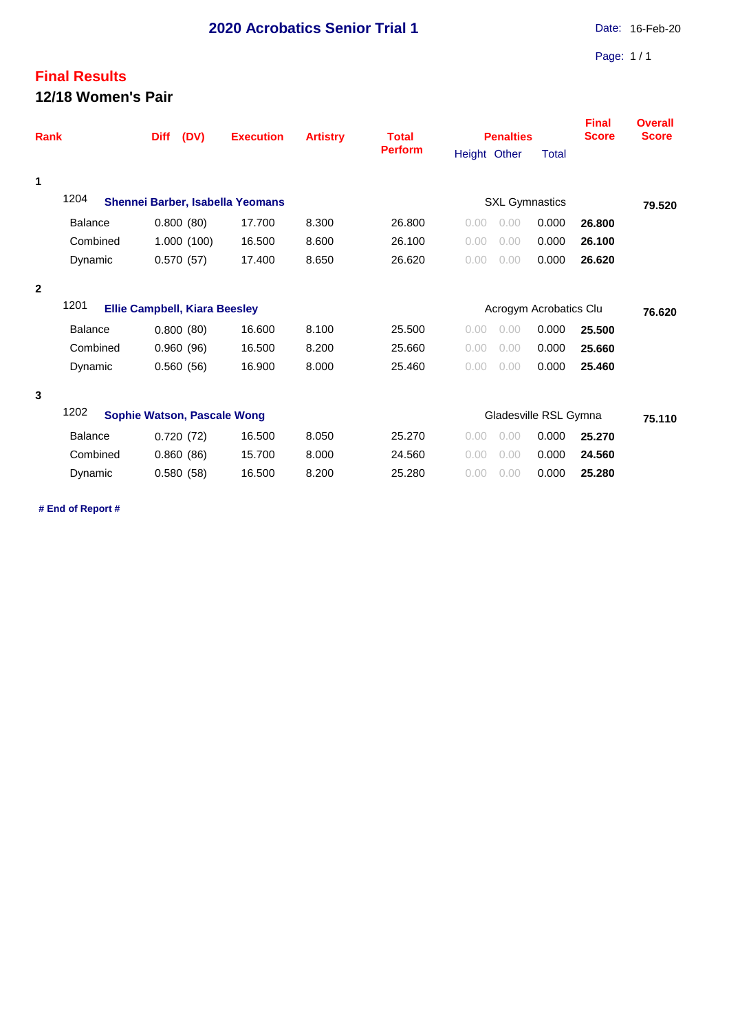# 2020 Acrobatics Senior Trial 1

Date: 16-Feb-20

## Final Results

### 12/18 Women's Pair

| Rank | | Diff | (DV) | Execution | Artistry | Total Perform | Penalties | | | Final Score | Overall Score |
|---|---|---|---|---|---|---|---|---|---|---|---|
| | | | | | | | Height | Other | Total | | |
| 1 | 1204 **Shennei Barber, Isabella Yeomans** | | | | | | SXL Gymnastics | | | | **79.520** |
| | Balance | 0.800 | (80) | 17.700 | 8.300 | 26.800 | 0.00 | 0.00 | 0.000 | **26.800** | |
| | Combined | 1.000 | (100) | 16.500 | 8.600 | 26.100 | 0.00 | 0.00 | 0.000 | **26.100** | |
| | Dynamic | 0.570 | (57) | 17.400 | 8.650 | 26.620 | 0.00 | 0.00 | 0.000 | **26.620** | |
| 2 | 1201 **Ellie Campbell, Kiara Beesley** | | | | | | Acrogym Acrobatics Clu | | | | **76.620** |
| | Balance | 0.800 | (80) | 16.600 | 8.100 | 25.500 | 0.00 | 0.00 | 0.000 | **25.500** | |
| | Combined | 0.960 | (96) | 16.500 | 8.200 | 25.660 | 0.00 | 0.00 | 0.000 | **25.660** | |
| | Dynamic | 0.560 | (56) | 16.900 | 8.000 | 25.460 | 0.00 | 0.00 | 0.000 | **25.460** | |
| 3 | 1202 **Sophie Watson, Pascale Wong** | | | | | | Gladesville RSL Gymna | | | | **75.110** |
| | Balance | 0.720 | (72) | 16.500 | 8.050 | 25.270 | 0.00 | 0.00 | 0.000 | **25.270** | |
| | Combined | 0.860 | (86) | 15.700 | 8.000 | 24.560 | 0.00 | 0.00 | 0.000 | **24.560** | |
| | Dynamic | 0.580 | (58) | 16.500 | 8.200 | 25.280 | 0.00 | 0.00 | 0.000 | **25.280** | |

**# End of Report #**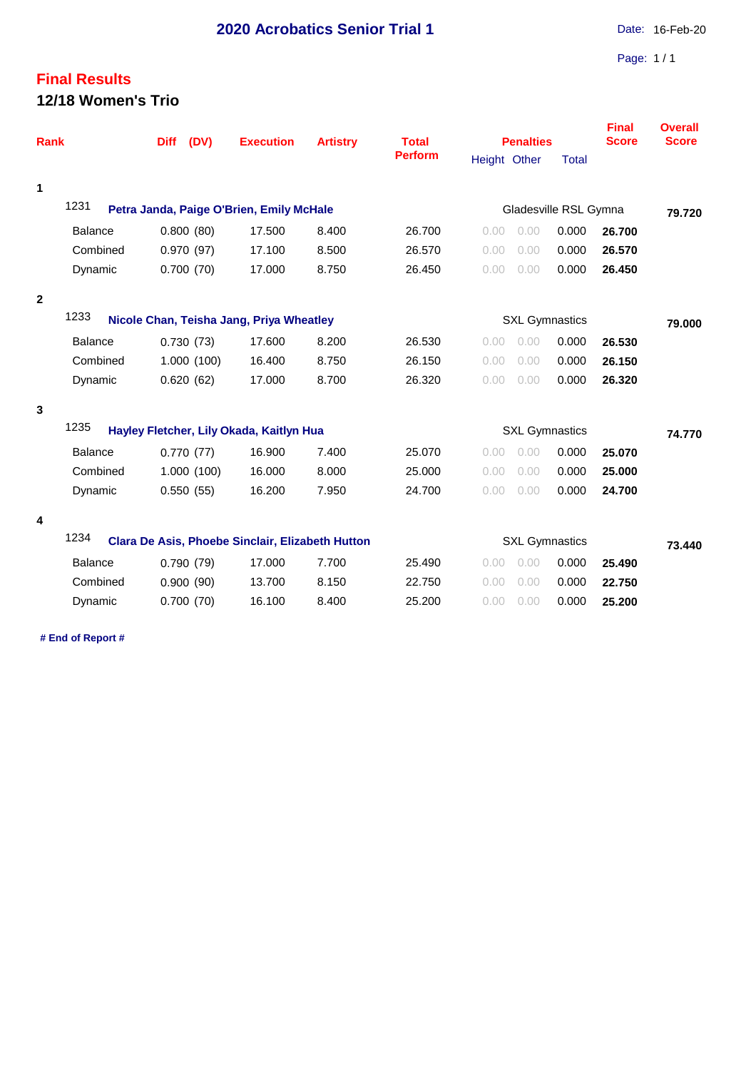## 2020 Acrobatics Senior Trial 1

Date: 16-Feb-20

### Final Results

### 12/18 Women's Trio

| Rank | | Diff (DV) | Execution | Artistry | Total Perform | Penalties Height | Penalties Other | Penalties Total | Final Score | Overall Score |
|---|---|---|---|---|---|---|---|---|---|---|
| 1 | 1231 **Petra Janda, Paige O'Brien, Emily McHale** | | | | | Gladesville RSL Gymna | | | | **79.720** |
| | Balance | 0.800 (80) | 17.500 | 8.400 | 26.700 | 0.00 | 0.00 | 0.000 | **26.700** | |
| | Combined | 0.970 (97) | 17.100 | 8.500 | 26.570 | 0.00 | 0.00 | 0.000 | **26.570** | |
| | Dynamic | 0.700 (70) | 17.000 | 8.750 | 26.450 | 0.00 | 0.00 | 0.000 | **26.450** | |
| 2 | 1233 **Nicole Chan, Teisha Jang, Priya Wheatley** | | | | | SXL Gymnastics | | | | **79.000** |
| | Balance | 0.730 (73) | 17.600 | 8.200 | 26.530 | 0.00 | 0.00 | 0.000 | **26.530** | |
| | Combined | 1.000 (100) | 16.400 | 8.750 | 26.150 | 0.00 | 0.00 | 0.000 | **26.150** | |
| | Dynamic | 0.620 (62) | 17.000 | 8.700 | 26.320 | 0.00 | 0.00 | 0.000 | **26.320** | |
| 3 | 1235 **Hayley Fletcher, Lily Okada, Kaitlyn Hua** | | | | | SXL Gymnastics | | | | **74.770** |
| | Balance | 0.770 (77) | 16.900 | 7.400 | 25.070 | 0.00 | 0.00 | 0.000 | **25.070** | |
| | Combined | 1.000 (100) | 16.000 | 8.000 | 25.000 | 0.00 | 0.00 | 0.000 | **25.000** | |
| | Dynamic | 0.550 (55) | 16.200 | 7.950 | 24.700 | 0.00 | 0.00 | 0.000 | **24.700** | |
| 4 | 1234 **Clara De Asis, Phoebe Sinclair, Elizabeth Hutton** | | | | | SXL Gymnastics | | | | **73.440** |
| | Balance | 0.790 (79) | 17.000 | 7.700 | 25.490 | 0.00 | 0.00 | 0.000 | **25.490** | |
| | Combined | 0.900 (90) | 13.700 | 8.150 | 22.750 | 0.00 | 0.00 | 0.000 | **22.750** | |
| | Dynamic | 0.700 (70) | 16.100 | 8.400 | 25.200 | 0.00 | 0.00 | 0.000 | **25.200** | |

**# End of Report #**